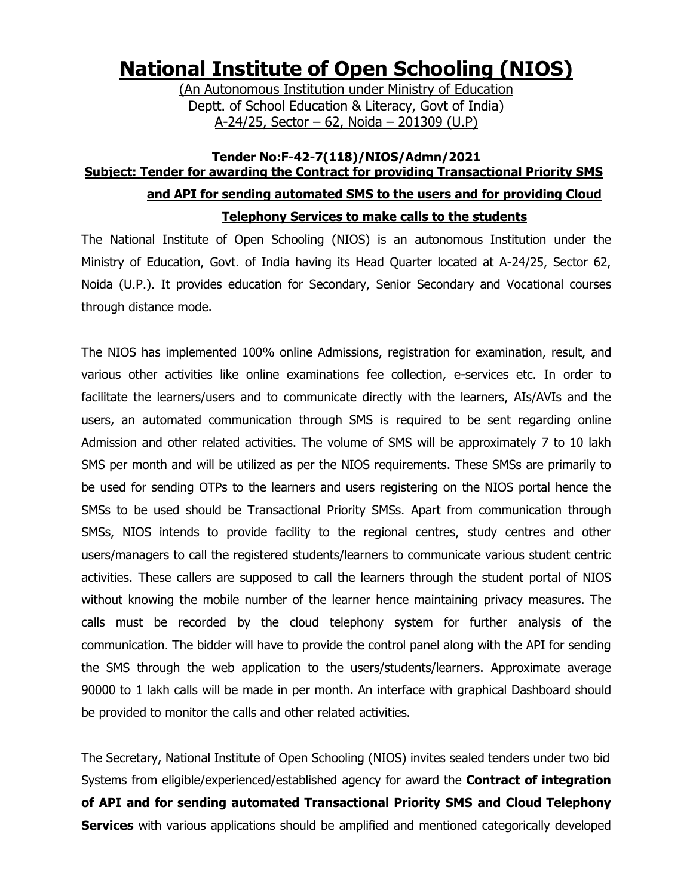# National Institute of Open Schooling (NIOS)

(An Autonomous Institution under Ministry of Education
Deptt. of School Education & Literacy, Govt of India)
A-24/25, Sector – 62, Noida – 201309 (U.P)

**Tender No:F-42-7(118)/NIOS/Admn/2021**

**Subject: Tender for awarding the Contract for providing Transactional Priority SMS and API for sending automated SMS to the users and for providing Cloud Telephony Services to make calls to the students**

The National Institute of Open Schooling (NIOS) is an autonomous Institution under the Ministry of Education, Govt. of India having its Head Quarter located at A-24/25, Sector 62, Noida (U.P.). It provides education for Secondary, Senior Secondary and Vocational courses through distance mode.

The NIOS has implemented 100% online Admissions, registration for examination, result, and various other activities like online examinations fee collection, e-services etc. In order to facilitate the learners/users and to communicate directly with the learners, AIs/AVIs and the users, an automated communication through SMS is required to be sent regarding online Admission and other related activities. The volume of SMS will be approximately 7 to 10 lakh SMS per month and will be utilized as per the NIOS requirements. These SMSs are primarily to be used for sending OTPs to the learners and users registering on the NIOS portal hence the SMSs to be used should be Transactional Priority SMSs. Apart from communication through SMSs, NIOS intends to provide facility to the regional centres, study centres and other users/managers to call the registered students/learners to communicate various student centric activities. These callers are supposed to call the learners through the student portal of NIOS without knowing the mobile number of the learner hence maintaining privacy measures. The calls must be recorded by the cloud telephony system for further analysis of the communication. The bidder will have to provide the control panel along with the API for sending the SMS through the web application to the users/students/learners. Approximate average 90000 to 1 lakh calls will be made in per month. An interface with graphical Dashboard should be provided to monitor the calls and other related activities.

The Secretary, National Institute of Open Schooling (NIOS) invites sealed tenders under two bid Systems from eligible/experienced/established agency for award the **Contract of integration of API and for sending automated Transactional Priority SMS and Cloud Telephony Services** with various applications should be amplified and mentioned categorically developed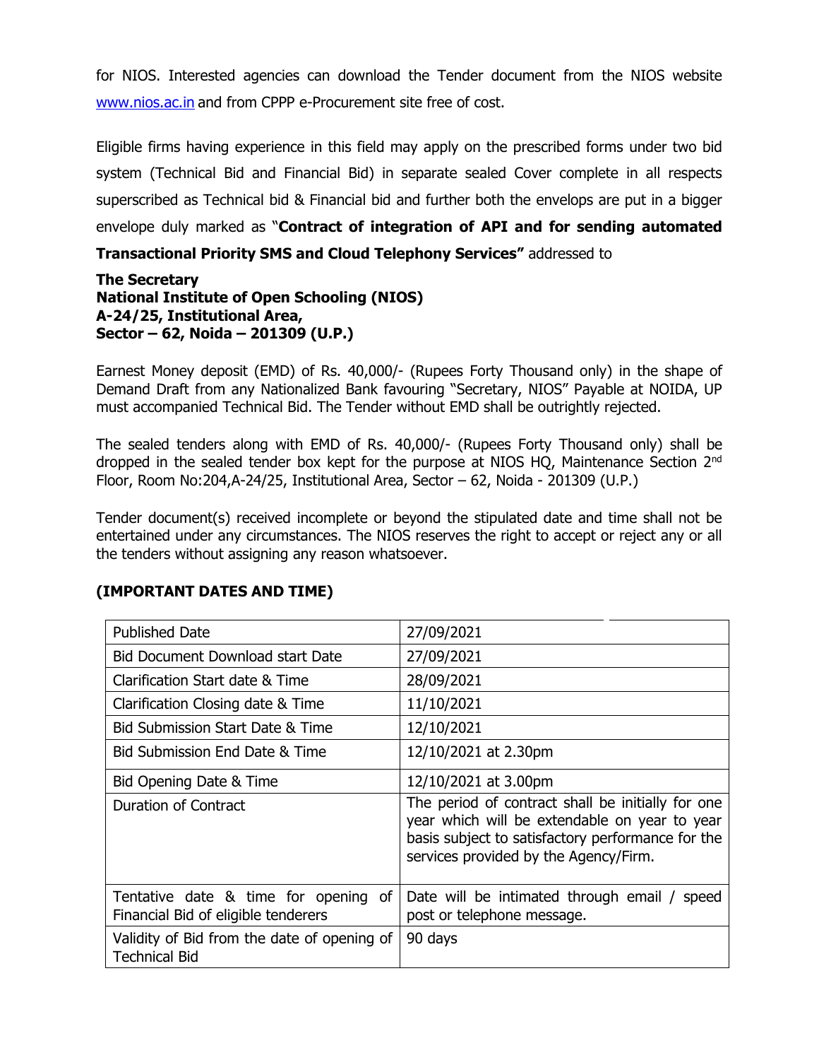for NIOS. Interested agencies can download the Tender document from the NIOS website www.nios.ac.in and from CPPP e-Procurement site free of cost.

Eligible firms having experience in this field may apply on the prescribed forms under two bid system (Technical Bid and Financial Bid) in separate sealed Cover complete in all respects superscribed as Technical bid & Financial bid and further both the envelops are put in a bigger envelope duly marked as "**Contract of integration of API and for sending automated Transactional Priority SMS and Cloud Telephony Services"** addressed to

**The Secretary**
**National Institute of Open Schooling (NIOS)**
**A-24/25, Institutional Area,**
**Sector – 62, Noida – 201309 (U.P.)**

Earnest Money deposit (EMD) of Rs. 40,000/- (Rupees Forty Thousand only) in the shape of Demand Draft from any Nationalized Bank favouring "Secretary, NIOS" Payable at NOIDA, UP must accompanied Technical Bid. The Tender without EMD shall be outrightly rejected.

The sealed tenders along with EMD of Rs. 40,000/- (Rupees Forty Thousand only) shall be dropped in the sealed tender box kept for the purpose at NIOS HQ, Maintenance Section 2nd Floor, Room No:204,A-24/25, Institutional Area, Sector – 62, Noida - 201309 (U.P.)

Tender document(s) received incomplete or beyond the stipulated date and time shall not be entertained under any circumstances. The NIOS reserves the right to accept or reject any or all the tenders without assigning any reason whatsoever.

**(IMPORTANT DATES AND TIME)**

| | |
|---|---|
| Published Date | 27/09/2021 |
| Bid Document Download start Date | 27/09/2021 |
| Clarification Start date & Time | 28/09/2021 |
| Clarification Closing date & Time | 11/10/2021 |
| Bid Submission Start Date & Time | 12/10/2021 |
| Bid Submission End Date & Time | 12/10/2021 at 2.30pm |
| Bid Opening Date & Time | 12/10/2021 at 3.00pm |
| Duration of Contract | The period of contract shall be initially for one year which will be extendable on year to year basis subject to satisfactory performance for the services provided by the Agency/Firm. |
| Tentative date & time for opening of Financial Bid of eligible tenderers | Date will be intimated through email / speed post or telephone message. |
| Validity of Bid from the date of opening of Technical Bid | 90 days |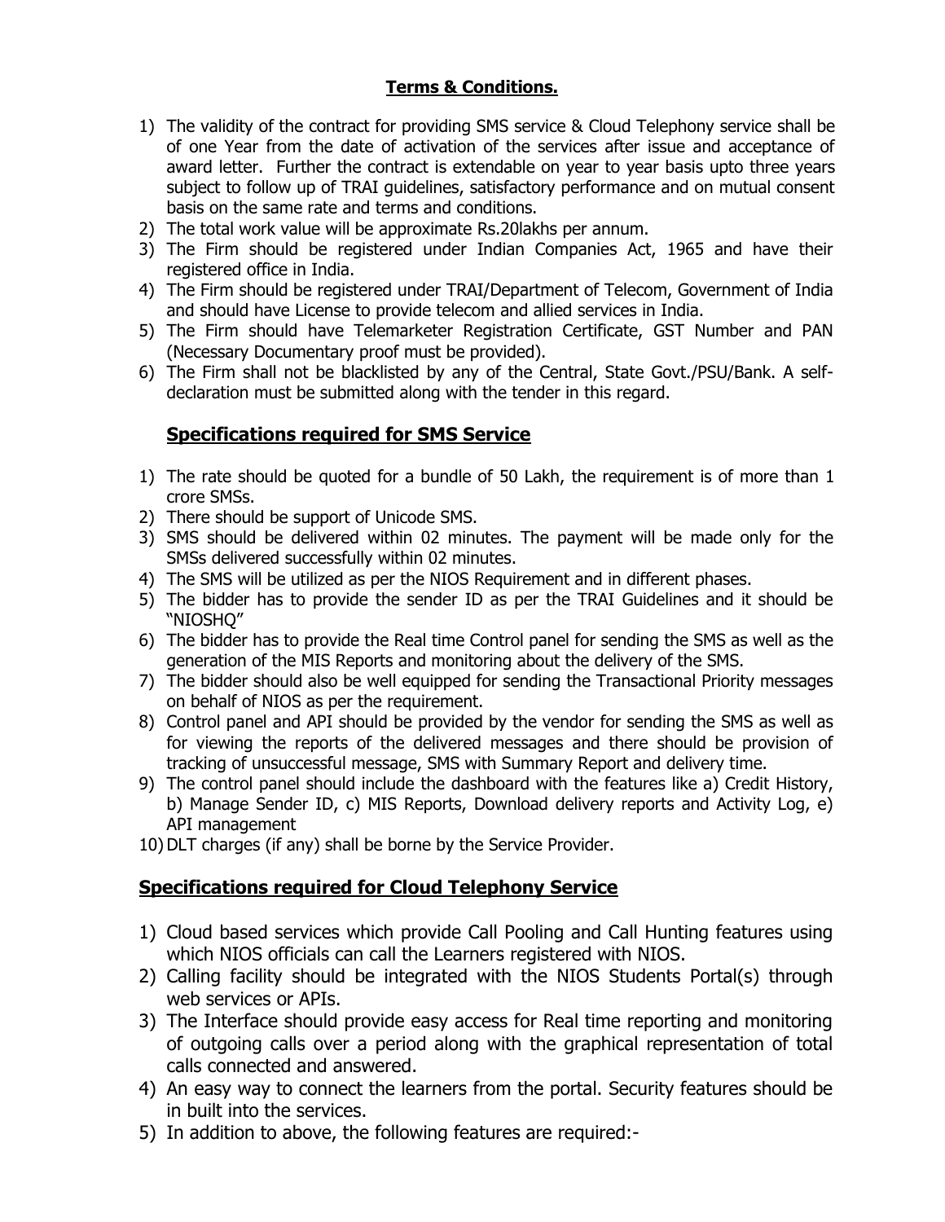## **Terms & Conditions.**

1) The validity of the contract for providing SMS service & Cloud Telephony service shall be of one Year from the date of activation of the services after issue and acceptance of award letter. Further the contract is extendable on year to year basis upto three years subject to follow up of TRAI guidelines, satisfactory performance and on mutual consent basis on the same rate and terms and conditions.
2) The total work value will be approximate Rs.20lakhs per annum.
3) The Firm should be registered under Indian Companies Act, 1965 and have their registered office in India.
4) The Firm should be registered under TRAI/Department of Telecom, Government of India and should have License to provide telecom and allied services in India.
5) The Firm should have Telemarketer Registration Certificate, GST Number and PAN (Necessary Documentary proof must be provided).
6) The Firm shall not be blacklisted by any of the Central, State Govt./PSU/Bank. A self-declaration must be submitted along with the tender in this regard.

## **Specifications required for SMS Service**

1) The rate should be quoted for a bundle of 50 Lakh, the requirement is of more than 1 crore SMSs.
2) There should be support of Unicode SMS.
3) SMS should be delivered within 02 minutes. The payment will be made only for the SMSs delivered successfully within 02 minutes.
4) The SMS will be utilized as per the NIOS Requirement and in different phases.
5) The bidder has to provide the sender ID as per the TRAI Guidelines and it should be "NIOSHQ"
6) The bidder has to provide the Real time Control panel for sending the SMS as well as the generation of the MIS Reports and monitoring about the delivery of the SMS.
7) The bidder should also be well equipped for sending the Transactional Priority messages on behalf of NIOS as per the requirement.
8) Control panel and API should be provided by the vendor for sending the SMS as well as for viewing the reports of the delivered messages and there should be provision of tracking of unsuccessful message, SMS with Summary Report and delivery time.
9) The control panel should include the dashboard with the features like a) Credit History, b) Manage Sender ID, c) MIS Reports, Download delivery reports and Activity Log, e) API management
10) DLT charges (if any) shall be borne by the Service Provider.

## **Specifications required for Cloud Telephony Service**

1) Cloud based services which provide Call Pooling and Call Hunting features using which NIOS officials can call the Learners registered with NIOS.
2) Calling facility should be integrated with the NIOS Students Portal(s) through web services or APIs.
3) The Interface should provide easy access for Real time reporting and monitoring of outgoing calls over a period along with the graphical representation of total calls connected and answered.
4) An easy way to connect the learners from the portal. Security features should be in built into the services.
5) In addition to above, the following features are required:-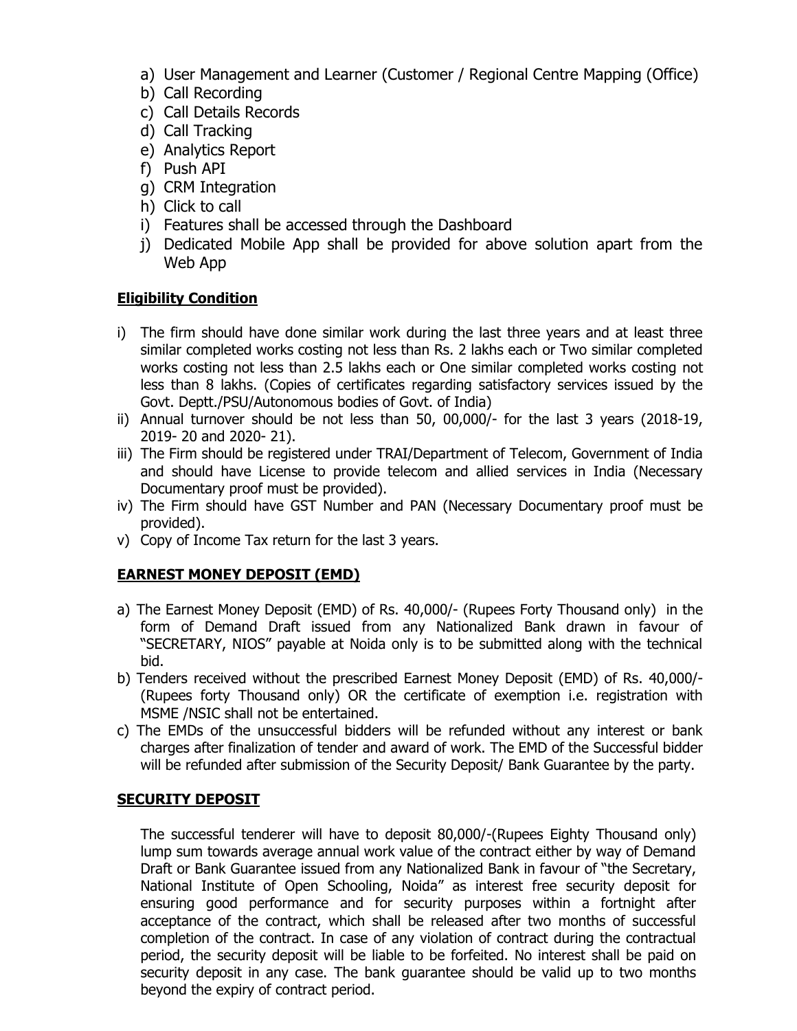a) User Management and Learner (Customer / Regional Centre Mapping (Office)
b) Call Recording
c) Call Details Records
d) Call Tracking
e) Analytics Report
f) Push API
g) CRM Integration
h) Click to call
i) Features shall be accessed through the Dashboard
j) Dedicated Mobile App shall be provided for above solution apart from the Web App

## Eligibility Condition

i) The firm should have done similar work during the last three years and at least three similar completed works costing not less than Rs. 2 lakhs each or Two similar completed works costing not less than 2.5 lakhs each or One similar completed works costing not less than 8 lakhs. (Copies of certificates regarding satisfactory services issued by the Govt. Deptt./PSU/Autonomous bodies of Govt. of India)
ii) Annual turnover should be not less than 50, 00,000/- for the last 3 years (2018-19, 2019- 20 and 2020- 21).
iii) The Firm should be registered under TRAI/Department of Telecom, Government of India and should have License to provide telecom and allied services in India (Necessary Documentary proof must be provided).
iv) The Firm should have GST Number and PAN (Necessary Documentary proof must be provided).
v) Copy of Income Tax return for the last 3 years.

## EARNEST MONEY DEPOSIT (EMD)

a) The Earnest Money Deposit (EMD) of Rs. 40,000/- (Rupees Forty Thousand only) in the form of Demand Draft issued from any Nationalized Bank drawn in favour of "SECRETARY, NIOS" payable at Noida only is to be submitted along with the technical bid.
b) Tenders received without the prescribed Earnest Money Deposit (EMD) of Rs. 40,000/- (Rupees forty Thousand only) OR the certificate of exemption i.e. registration with MSME /NSIC shall not be entertained.
c) The EMDs of the unsuccessful bidders will be refunded without any interest or bank charges after finalization of tender and award of work. The EMD of the Successful bidder will be refunded after submission of the Security Deposit/ Bank Guarantee by the party.

## SECURITY DEPOSIT

The successful tenderer will have to deposit 80,000/-(Rupees Eighty Thousand only) lump sum towards average annual work value of the contract either by way of Demand Draft or Bank Guarantee issued from any Nationalized Bank in favour of "the Secretary, National Institute of Open Schooling, Noida" as interest free security deposit for ensuring good performance and for security purposes within a fortnight after acceptance of the contract, which shall be released after two months of successful completion of the contract. In case of any violation of contract during the contractual period, the security deposit will be liable to be forfeited. No interest shall be paid on security deposit in any case. The bank guarantee should be valid up to two months beyond the expiry of contract period.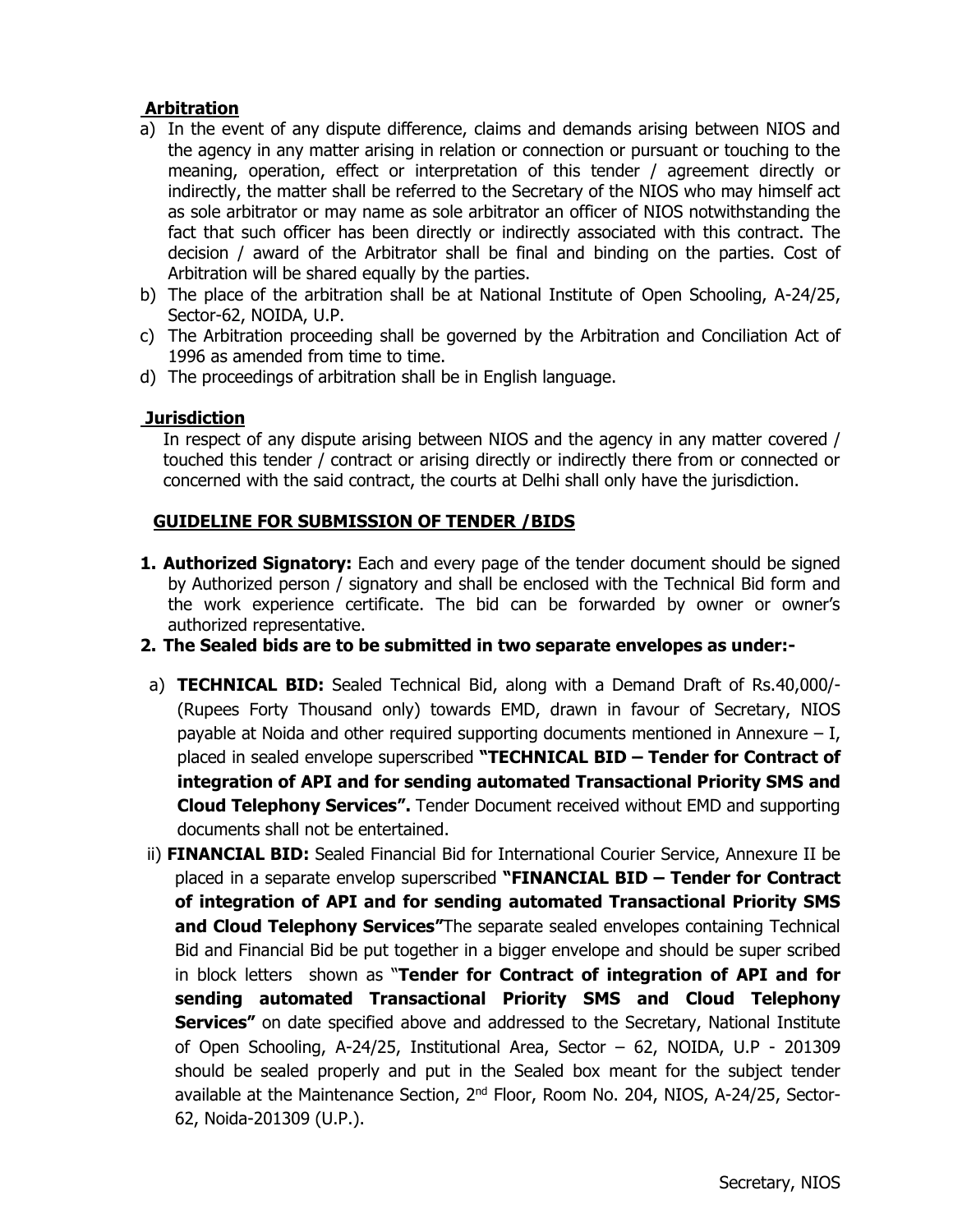## Arbitration

a) In the event of any dispute difference, claims and demands arising between NIOS and the agency in any matter arising in relation or connection or pursuant or touching to the meaning, operation, effect or interpretation of this tender / agreement directly or indirectly, the matter shall be referred to the Secretary of the NIOS who may himself act as sole arbitrator or may name as sole arbitrator an officer of NIOS notwithstanding the fact that such officer has been directly or indirectly associated with this contract. The decision / award of the Arbitrator shall be final and binding on the parties. Cost of Arbitration will be shared equally by the parties.
b) The place of the arbitration shall be at National Institute of Open Schooling, A-24/25, Sector-62, NOIDA, U.P.
c) The Arbitration proceeding shall be governed by the Arbitration and Conciliation Act of 1996 as amended from time to time.
d) The proceedings of arbitration shall be in English language.

## Jurisdiction

In respect of any dispute arising between NIOS and the agency in any matter covered / touched this tender / contract or arising directly or indirectly there from or connected or concerned with the said contract, the courts at Delhi shall only have the jurisdiction.

## GUIDELINE FOR SUBMISSION OF TENDER /BIDS

1. **Authorized Signatory:** Each and every page of the tender document should be signed by Authorized person / signatory and shall be enclosed with the Technical Bid form and the work experience certificate. The bid can be forwarded by owner or owner's authorized representative.
2. **The Sealed bids are to be submitted in two separate envelopes as under:-**

a) **TECHNICAL BID:** Sealed Technical Bid, along with a Demand Draft of Rs.40,000/- (Rupees Forty Thousand only) towards EMD, drawn in favour of Secretary, NIOS payable at Noida and other required supporting documents mentioned in Annexure – I, placed in sealed envelope superscribed **"TECHNICAL BID – Tender for Contract of integration of API and for sending automated Transactional Priority SMS and Cloud Telephony Services".** Tender Document received without EMD and supporting documents shall not be entertained.

ii) **FINANCIAL BID:** Sealed Financial Bid for International Courier Service, Annexure II be placed in a separate envelop superscribed **"FINANCIAL BID – Tender for Contract of integration of API and for sending automated Transactional Priority SMS and Cloud Telephony Services"**The separate sealed envelopes containing Technical Bid and Financial Bid be put together in a bigger envelope and should be super scribed in block letters shown as "**Tender for Contract of integration of API and for sending automated Transactional Priority SMS and Cloud Telephony Services"** on date specified above and addressed to the Secretary, National Institute of Open Schooling, A-24/25, Institutional Area, Sector – 62, NOIDA, U.P - 201309 should be sealed properly and put in the Sealed box meant for the subject tender available at the Maintenance Section, 2nd Floor, Room No. 204, NIOS, A-24/25, Sector-62, Noida-201309 (U.P.).

Secretary, NIOS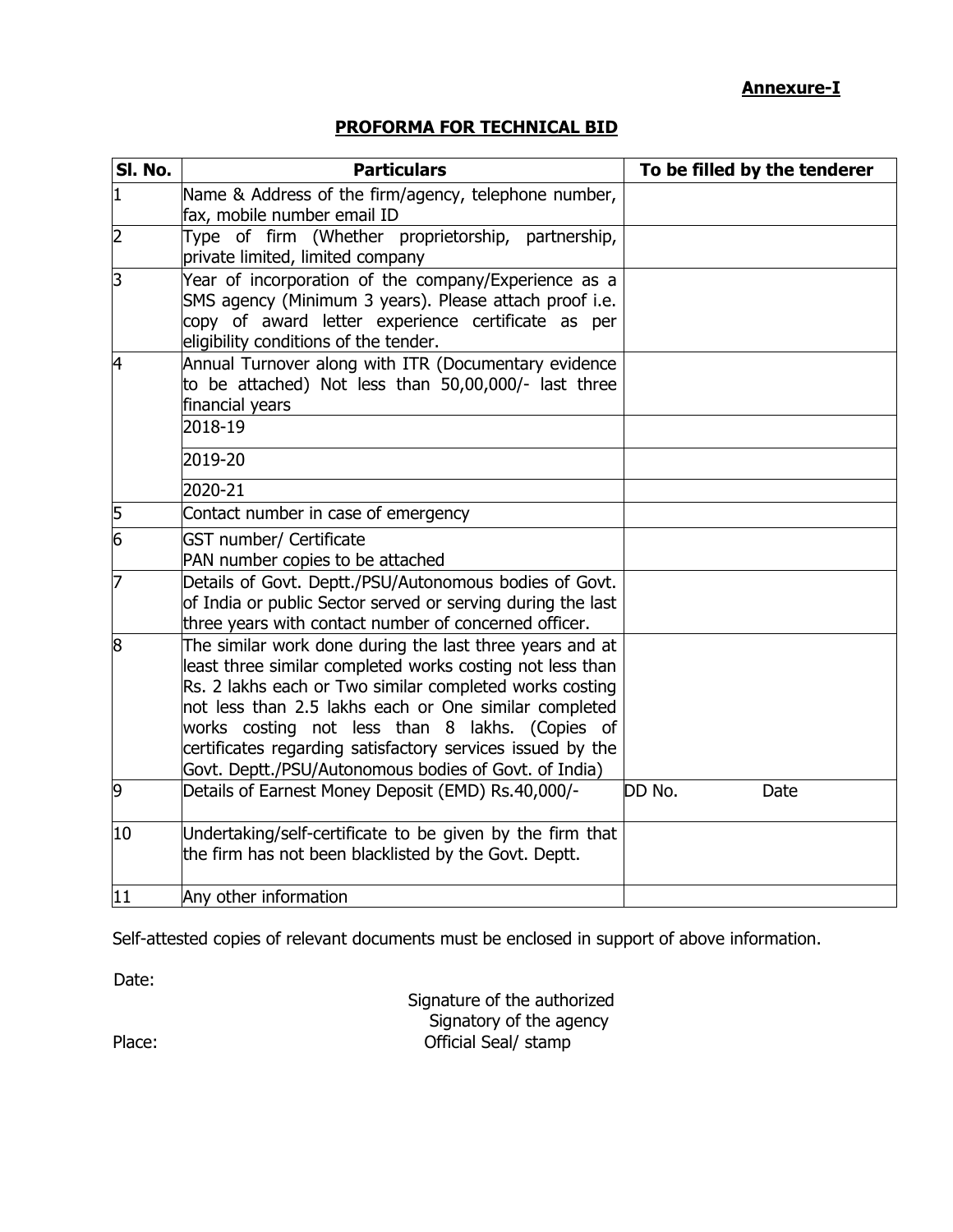**Annexure-I**

## PROFORMA FOR TECHNICAL BID

| Sl. No. | Particulars | To be filled by the tenderer |
|---|---|---|
| 1 | Name & Address of the firm/agency, telephone number, fax, mobile number email ID | |
| 2 | Type of firm (Whether proprietorship, partnership, private limited, limited company | |
| 3 | Year of incorporation of the company/Experience as a SMS agency (Minimum 3 years). Please attach proof i.e. copy of award letter experience certificate as per eligibility conditions of the tender. | |
| 4 | Annual Turnover along with ITR (Documentary evidence to be attached) Not less than 50,00,000/- last three financial years | |
| | 2018-19 | |
| | 2019-20 | |
| | 2020-21 | |
| 5 | Contact number in case of emergency | |
| 6 | GST number/ Certificate<br>PAN number copies to be attached | |
| 7 | Details of Govt. Deptt./PSU/Autonomous bodies of Govt. of India or public Sector served or serving during the last three years with contact number of concerned officer. | |
| 8 | The similar work done during the last three years and at least three similar completed works costing not less than Rs. 2 lakhs each or Two similar completed works costing not less than 2.5 lakhs each or One similar completed works costing not less than 8 lakhs. (Copies of certificates regarding satisfactory services issued by the Govt. Deptt./PSU/Autonomous bodies of Govt. of India) | |
| 9 | Details of Earnest Money Deposit (EMD) Rs.40,000/- | DD No. Date |
| 10 | Undertaking/self-certificate to be given by the firm that the firm has not been blacklisted by the Govt. Deptt. | |
| 11 | Any other information | |

Self-attested copies of relevant documents must be enclosed in support of above information.

Date:

Signature of the authorized
Signatory of the agency

Place:

Official Seal/ stamp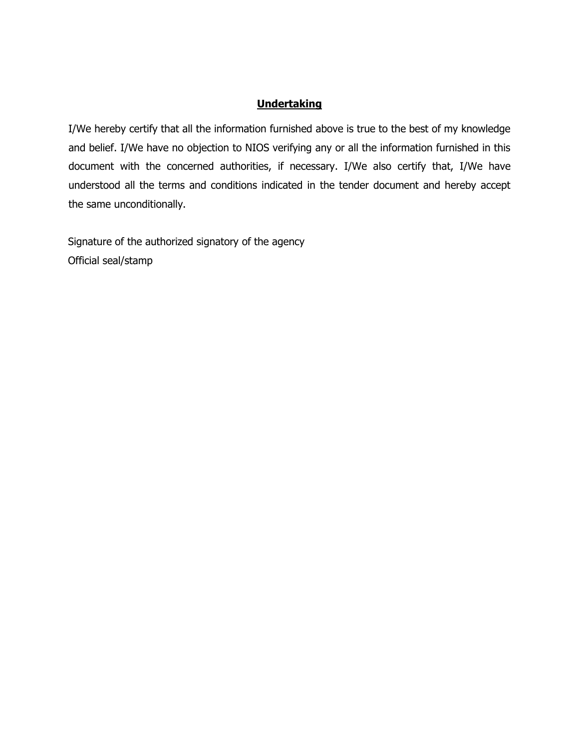## **Undertaking**

I/We hereby certify that all the information furnished above is true to the best of my knowledge and belief. I/We have no objection to NIOS verifying any or all the information furnished in this document with the concerned authorities, if necessary. I/We also certify that, I/We have understood all the terms and conditions indicated in the tender document and hereby accept the same unconditionally.

Signature of the authorized signatory of the agency
Official seal/stamp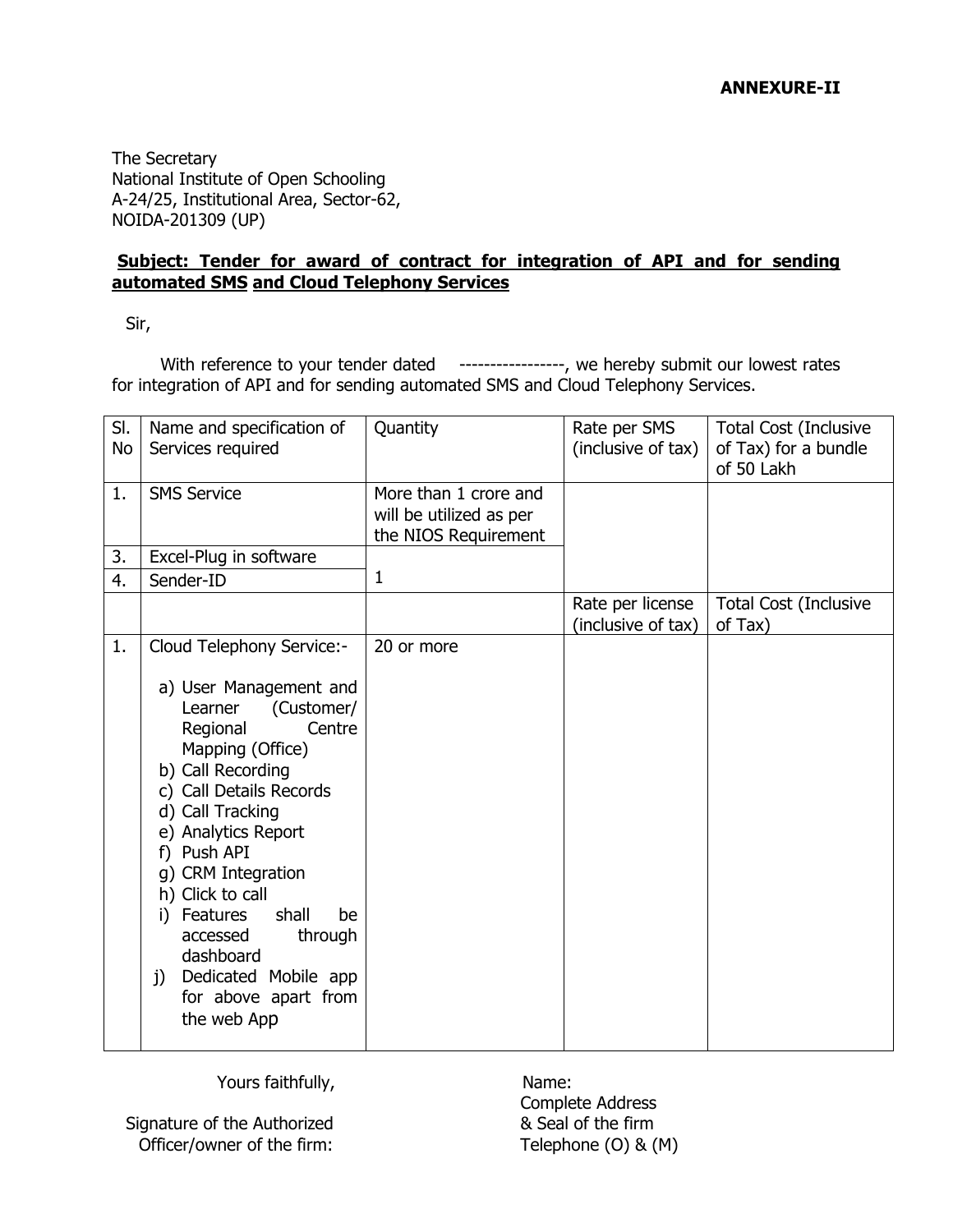**ANNEXURE-II**

The Secretary
National Institute of Open Schooling
A-24/25, Institutional Area, Sector-62,
NOIDA-201309 (UP)

**<u>Subject: Tender for award of contract for integration of API and for sending automated SMS and Cloud Telephony Services</u>**

Sir,

With reference to your tender dated -----------------, we hereby submit our lowest rates for integration of API and for sending automated SMS and Cloud Telephony Services.

| Sl. No | Name and specification of Services required | Quantity | Rate per SMS (inclusive of tax) | Total Cost (Inclusive of Tax) for a bundle of 50 Lakh |
|---|---|---|---|---|
| 1. | SMS Service | More than 1 crore and will be utilized as per the NIOS Requirement | | |
| 3. | Excel-Plug in software | 1 | | |
| 4. | Sender-ID | | | |
| | | | Rate per license (inclusive of tax) | Total Cost (Inclusive of Tax) |
| 1. | Cloud Telephony Service:- a) User Management and Learner (Customer/ Regional Centre Mapping (Office) b) Call Recording c) Call Details Records d) Call Tracking e) Analytics Report f) Push API g) CRM Integration h) Click to call i) Features shall be accessed through dashboard j) Dedicated Mobile app for above apart from the web App | 20 or more | | |

Yours faithfully,

Signature of the Authorized Officer/owner of the firm:

Name:
Complete Address & Seal of the firm
Telephone (O) & (M)